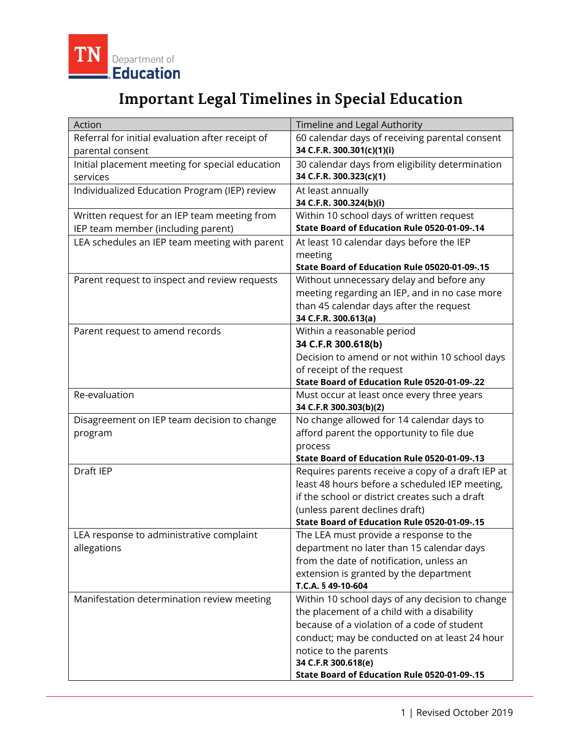TN Department of Education

# Important Legal Timelines in Special Education

| Action | Timeline and Legal Authority |
|---|---|
| Referral for initial evaluation after receipt of parental consent | 60 calendar days of receiving parental consent **34 C.F.R. 300.301(c)(1)(i)** |
| Initial placement meeting for special education services | 30 calendar days from eligibility determination **34 C.F.R. 300.323(c)(1)** |
| Individualized Education Program (IEP) review | At least annually **34 C.F.R. 300.324(b)(i)** |
| Written request for an IEP team meeting from IEP team member (including parent) | Within 10 school days of written request **State Board of Education Rule 0520-01-09-.14** |
| LEA schedules an IEP team meeting with parent | At least 10 calendar days before the IEP meeting **State Board of Education Rule 05020-01-09-.15** |
| Parent request to inspect and review requests | Without unnecessary delay and before any meeting regarding an IEP, and in no case more than 45 calendar days after the request **34 C.F.R. 300.613(a)** |
| Parent request to amend records | Within a reasonable period **34 C.F.R 300.618(b)** Decision to amend or not within 10 school days of receipt of the request **State Board of Education Rule 0520-01-09-.22** |
| Re-evaluation | Must occur at least once every three years **34 C.F.R 300.303(b)(2)** |
| Disagreement on IEP team decision to change program | No change allowed for 14 calendar days to afford parent the opportunity to file due process **State Board of Education Rule 0520-01-09-.13** |
| Draft IEP | Requires parents receive a copy of a draft IEP at least 48 hours before a scheduled IEP meeting, if the school or district creates such a draft (unless parent declines draft) **State Board of Education Rule 0520-01-09-.15** |
| LEA response to administrative complaint allegations | The LEA must provide a response to the department no later than 15 calendar days from the date of notification, unless an extension is granted by the department **T.C.A. § 49-10-604** |
| Manifestation determination review meeting | Within 10 school days of any decision to change the placement of a child with a disability because of a violation of a code of student conduct; may be conducted on at least 24 hour notice to the parents **34 C.F.R 300.618(e)** **State Board of Education Rule 0520-01-09-.15** |

Revised October 2019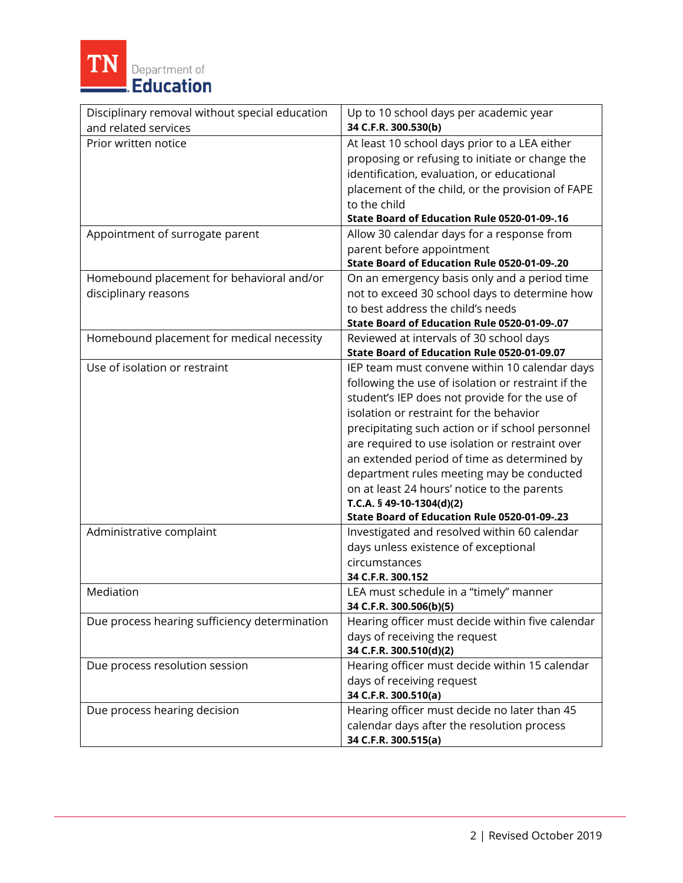| | |
|---|---|
| Disciplinary removal without special education and related services | Up to 10 school days per academic year **34 C.F.R. 300.530(b)** |
| Prior written notice | At least 10 school days prior to a LEA either proposing or refusing to initiate or change the identification, evaluation, or educational placement of the child, or the provision of FAPE to the child **State Board of Education Rule 0520-01-09-.16** |
| Appointment of surrogate parent | Allow 30 calendar days for a response from parent before appointment **State Board of Education Rule 0520-01-09-.20** |
| Homebound placement for behavioral and/or disciplinary reasons | On an emergency basis only and a period time not to exceed 30 school days to determine how to best address the child's needs **State Board of Education Rule 0520-01-09-.07** |
| Homebound placement for medical necessity | Reviewed at intervals of 30 school days **State Board of Education Rule 0520-01-09.07** |
| Use of isolation or restraint | IEP team must convene within 10 calendar days following the use of isolation or restraint if the student's IEP does not provide for the use of isolation or restraint for the behavior precipitating such action or if school personnel are required to use isolation or restraint over an extended period of time as determined by department rules meeting may be conducted on at least 24 hours' notice to the parents **T.C.A. § 49-10-1304(d)(2)** **State Board of Education Rule 0520-01-09-.23** |
| Administrative complaint | Investigated and resolved within 60 calendar days unless existence of exceptional circumstances **34 C.F.R. 300.152** |
| Mediation | LEA must schedule in a "timely" manner **34 C.F.R. 300.506(b)(5)** |
| Due process hearing sufficiency determination | Hearing officer must decide within five calendar days of receiving the request **34 C.F.R. 300.510(d)(2)** |
| Due process resolution session | Hearing officer must decide within 15 calendar days of receiving request **34 C.F.R. 300.510(a)** |
| Due process hearing decision | Hearing officer must decide no later than 45 calendar days after the resolution process **34 C.F.R. 300.515(a)** |